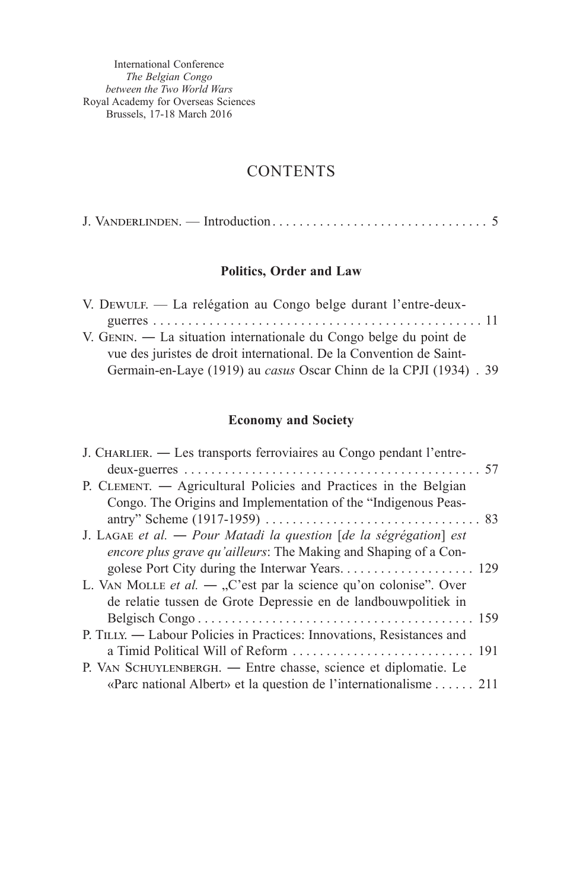International Conference
*The Belgian Congo*
*between the Two World Wars*
Royal Academy for Overseas Sciences
Brussels, 17-18 March 2016

# CONTENTS

J. Vanderlinden. — Introduction . . . . . . . . . . . . . . . . . . . . . . . . . . . . . . . . 5

## Politics, Order and Law

V. Dewulf. — La relégation au Congo belge durant l'entre-deux-guerres . . . . . . . . . . . . . . . . . . . . . . . . . . . . . . . . . . . . . . . . . . . . . 11

V. Genin. — La situation internationale du Congo belge du point de vue des juristes de droit international. De la Convention de Saint-Germain-en-Laye (1919) au *casus* Oscar Chinn de la CPJI (1934) . 39

## Economy and Society

J. Charlier. — Les transports ferroviaires au Congo pendant l'entre-deux-guerres . . . . . . . . . . . . . . . . . . . . . . . . . . . . . . . . . . . . . . . . . . . 57

P. Clement. — Agricultural Policies and Practices in the Belgian Congo. The Origins and Implementation of the "Indigenous Peasantry" Scheme (1917-1959) . . . . . . . . . . . . . . . . . . . . . . . . . . . . . . . 83

J. Lagae *et al.* — *Pour Matadi la question* [*de la ségrégation*] *est encore plus grave qu'ailleurs*: The Making and Shaping of a Congolese Port City during the Interwar Years. . . . . . . . . . . . . . . . . . . . 129

L. Van Molle *et al.* — „C'est par la science qu'on colonise". Over de relatie tussen de Grote Depressie en de landbouwpolitiek in Belgisch Congo . . . . . . . . . . . . . . . . . . . . . . . . . . . . . . . . . . . . . . . . 159

P. Tilly. — Labour Policies in Practices: Innovations, Resistances and a Timid Political Will of Reform . . . . . . . . . . . . . . . . . . . . . . . . . . 191

P. Van Schuylenbergh. — Entre chasse, science et diplomatie. Le «Parc national Albert» et la question de l'internationalisme . . . . . . 211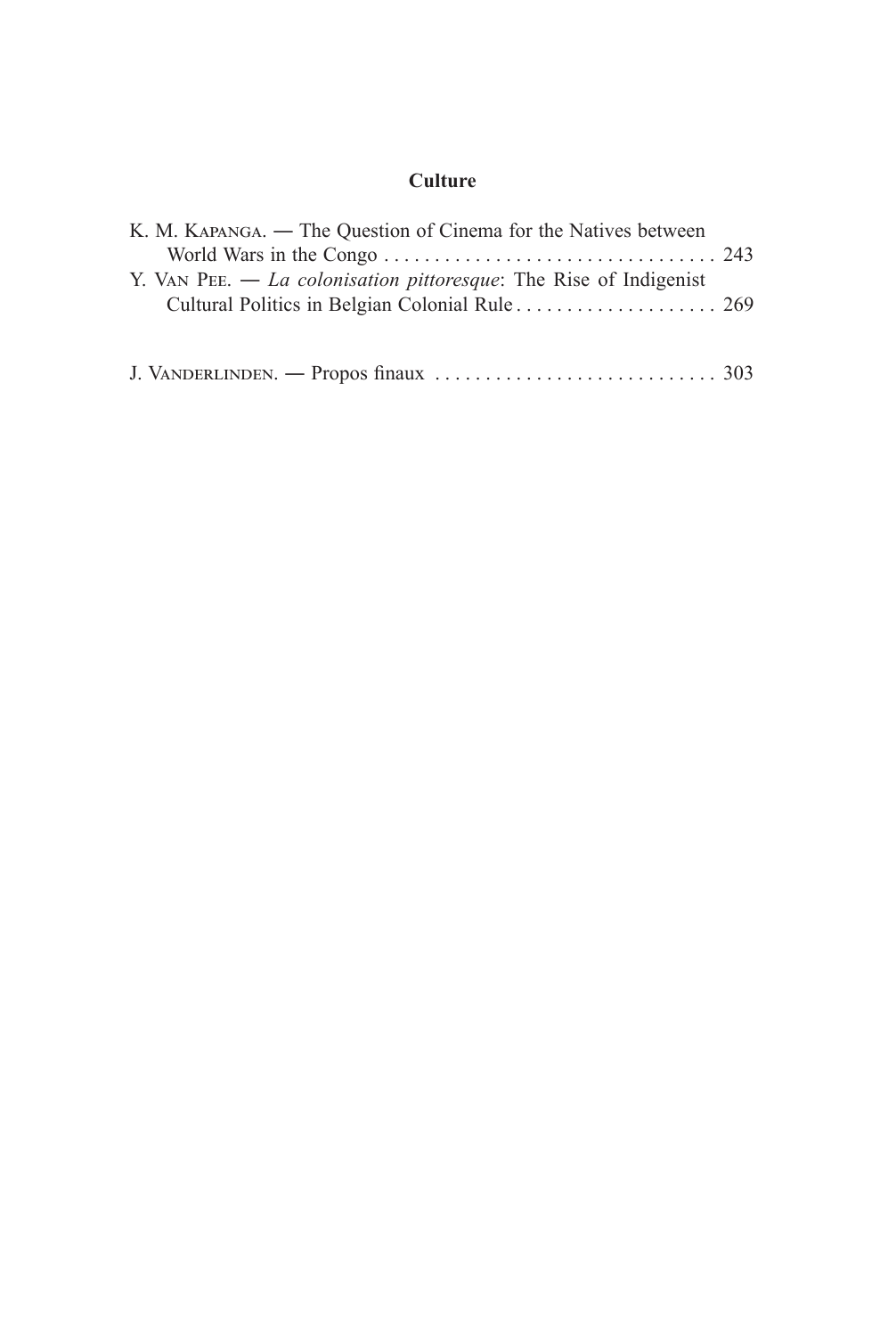## Culture

K. M. Kapanga. — The Question of Cinema for the Natives between World Wars in the Congo . . . . . . . . . . . . . . . . . . . . . . . . . . . . . . . . . . 243

Y. Van Pee. — *La colonisation pittoresque*: The Rise of Indigenist Cultural Politics in Belgian Colonial Rule . . . . . . . . . . . . . . . . . . . . 269

J. Vanderlinden. — Propos finaux . . . . . . . . . . . . . . . . . . . . . . . . . . . . 303